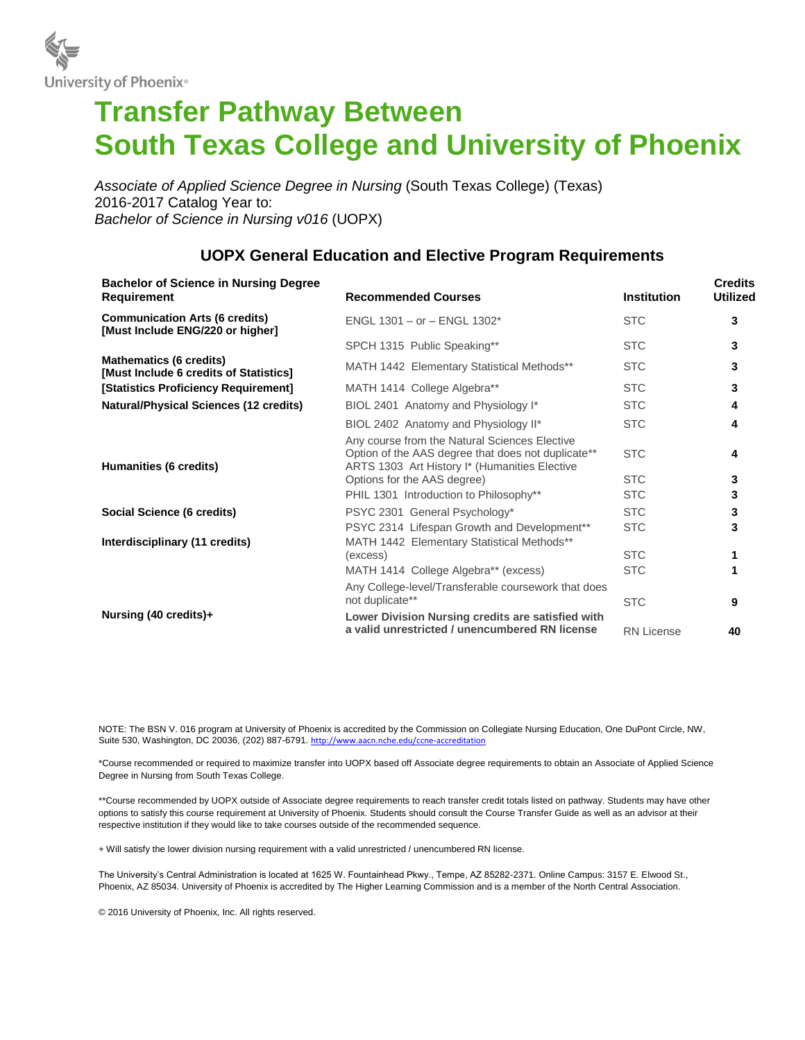University of Phoenix®

# Transfer Pathway Between South Texas College and University of Phoenix

*Associate of Applied Science Degree in Nursing* (South Texas College) (Texas)
2016-2017 Catalog Year to:
*Bachelor of Science in Nursing v016* (UOPX)

## UOPX General Education and Elective Program Requirements

| Bachelor of Science in Nursing Degree Requirement | Recommended Courses | Institution | Credits Utilized |
|---|---|---|---|
| **Communication Arts (6 credits) [Must Include ENG/220 or higher]** | ENGL 1301 – or – ENGL 1302* | STC | **3** |
| | SPCH 1315 Public Speaking** | STC | **3** |
| **Mathematics (6 credits) [Must Include 6 credits of Statistics]** | MATH 1442 Elementary Statistical Methods** | STC | **3** |
| **[Statistics Proficiency Requirement]** | MATH 1414 College Algebra** | STC | **3** |
| **Natural/Physical Sciences (12 credits)** | BIOL 2401 Anatomy and Physiology I* | STC | **4** |
| | BIOL 2402 Anatomy and Physiology II* | STC | **4** |
| | Any course from the Natural Sciences Elective Option of the AAS degree that does not duplicate** | STC | **4** |
| **Humanities (6 credits)** | ARTS 1303 Art History I* (Humanities Elective Options for the AAS degree) | STC | **3** |
| | PHIL 1301 Introduction to Philosophy** | STC | **3** |
| **Social Science (6 credits)** | PSYC 2301 General Psychology* | STC | **3** |
| | PSYC 2314 Lifespan Growth and Development** | STC | **3** |
| **Interdisciplinary (11 credits)** | MATH 1442 Elementary Statistical Methods** (excess) | STC | **1** |
| | MATH 1414 College Algebra** (excess) | STC | **1** |
| | Any College-level/Transferable coursework that does not duplicate** | STC | **9** |
| **Nursing (40 credits)+** | **Lower Division Nursing credits are satisfied with a valid unrestricted / unencumbered RN license** | RN License | **40** |

NOTE: The BSN V. 016 program at University of Phoenix is accredited by the Commission on Collegiate Nursing Education, One DuPont Circle, NW, Suite 530, Washington, DC 20036, (202) 887-6791. http://www.aacn.nche.edu/ccne-accreditation

*Course recommended or required to maximize transfer into UOPX based off Associate degree requirements to obtain an Associate of Applied Science Degree in Nursing from South Texas College.

**Course recommended by UOPX outside of Associate degree requirements to reach transfer credit totals listed on pathway. Students may have other options to satisfy this course requirement at University of Phoenix. Students should consult the Course Transfer Guide as well as an advisor at their respective institution if they would like to take courses outside of the recommended sequence.

+ Will satisfy the lower division nursing requirement with a valid unrestricted / unencumbered RN license.

The University's Central Administration is located at 1625 W. Fountainhead Pkwy., Tempe, AZ 85282-2371. Online Campus: 3157 E. Elwood St., Phoenix, AZ 85034. University of Phoenix is accredited by The Higher Learning Commission and is a member of the North Central Association.

© 2016 University of Phoenix, Inc. All rights reserved.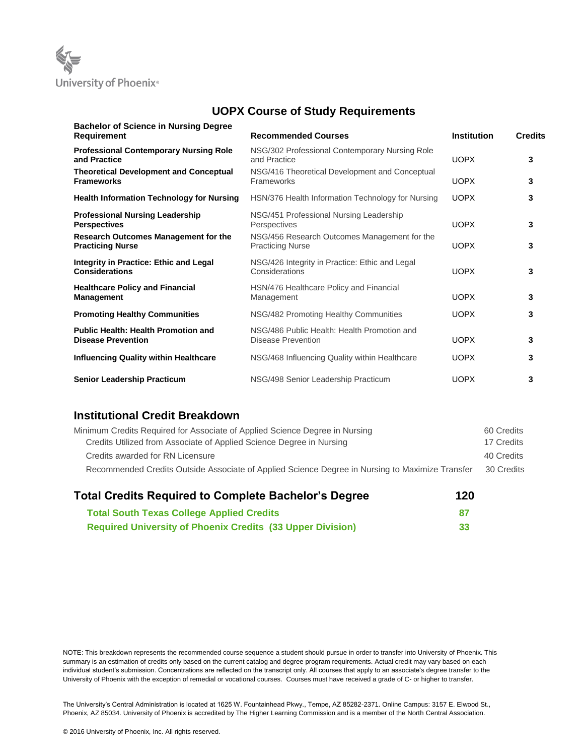University of Phoenix®

## UOPX Course of Study Requirements

| Bachelor of Science in Nursing Degree Requirement | Recommended Courses | Institution | Credits |
|---|---|---|---|
| **Professional Contemporary Nursing Role and Practice** | NSG/302 Professional Contemporary Nursing Role and Practice | UOPX | 3 |
| **Theoretical Development and Conceptual Frameworks** | NSG/416 Theoretical Development and Conceptual Frameworks | UOPX | 3 |
| **Health Information Technology for Nursing** | HSN/376 Health Information Technology for Nursing | UOPX | 3 |
| **Professional Nursing Leadership Perspectives** | NSG/451 Professional Nursing Leadership Perspectives | UOPX | 3 |
| **Research Outcomes Management for the Practicing Nurse** | NSG/456 Research Outcomes Management for the Practicing Nurse | UOPX | 3 |
| **Integrity in Practice: Ethic and Legal Considerations** | NSG/426 Integrity in Practice: Ethic and Legal Considerations | UOPX | 3 |
| **Healthcare Policy and Financial Management** | HSN/476 Healthcare Policy and Financial Management | UOPX | 3 |
| **Promoting Healthy Communities** | NSG/482 Promoting Healthy Communities | UOPX | 3 |
| **Public Health: Health Promotion and Disease Prevention** | NSG/486 Public Health: Health Promotion and Disease Prevention | UOPX | 3 |
| **Influencing Quality within Healthcare** | NSG/468 Influencing Quality within Healthcare | UOPX | 3 |
| **Senior Leadership Practicum** | NSG/498 Senior Leadership Practicum | UOPX | 3 |

## Institutional Credit Breakdown

| | |
|---|---|
| Minimum Credits Required for Associate of Applied Science Degree in Nursing | 60 Credits |
| Credits Utilized from Associate of Applied Science Degree in Nursing | 17 Credits |
| Credits awarded for RN Licensure | 40 Credits |
| Recommended Credits Outside Associate of Applied Science Degree in Nursing to Maximize Transfer | 30 Credits |

| | |
|---|---|
| **Total Credits Required to Complete Bachelor's Degree** | **120** |
| **Total South Texas College Applied Credits** | **87** |
| **Required University of Phoenix Credits (33 Upper Division)** | **33** |

NOTE: This breakdown represents the recommended course sequence a student should pursue in order to transfer into University of Phoenix. This summary is an estimation of credits only based on the current catalog and degree program requirements. Actual credit may vary based on each individual student's submission. Concentrations are reflected on the transcript only. All courses that apply to an associate's degree transfer to the University of Phoenix with the exception of remedial or vocational courses. Courses must have received a grade of C- or higher to transfer.

The University's Central Administration is located at 1625 W. Fountainhead Pkwy., Tempe, AZ 85282-2371. Online Campus: 3157 E. Elwood St., Phoenix, AZ 85034. University of Phoenix is accredited by The Higher Learning Commission and is a member of the North Central Association.

© 2016 University of Phoenix, Inc. All rights reserved.